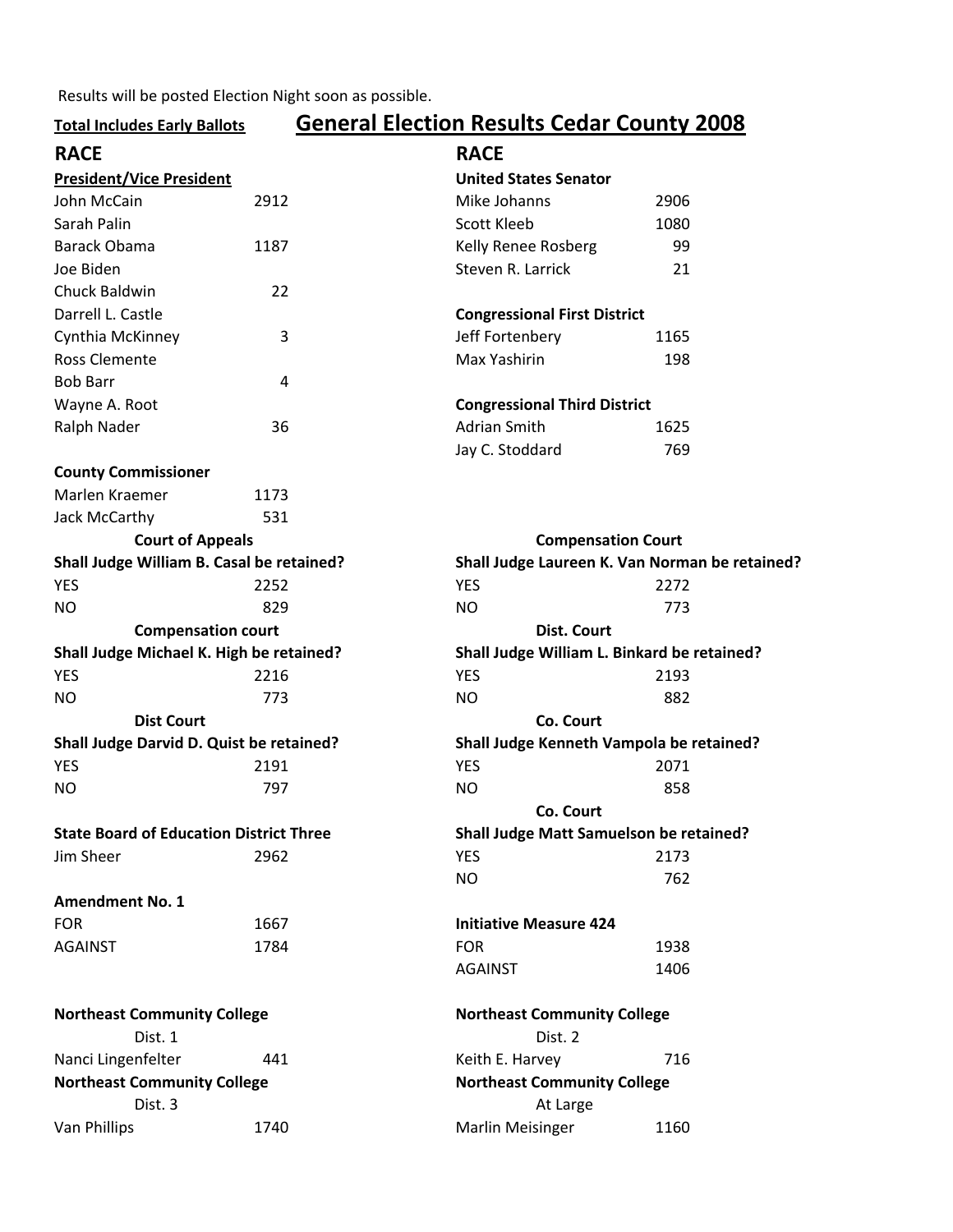Results will be posted Election Night soon as possible.

**Total Includes Early Ballots**

# General Election Results Cedar County 2008

## RACE

**President/Vice President**

| Candidate | Votes |
|---|---|
| John McCain | 2912 |
| Sarah Palin | |
| Barack Obama | 1187 |
| Joe Biden | |
| Chuck Baldwin | 22 |
| Darrell L. Castle | |
| Cynthia McKinney | 3 |
| Ross Clemente | |
| Bob Barr | 4 |
| Wayne A. Root | |
| Ralph Nader | 36 |

**County Commissioner**

| Candidate | Votes |
|---|---|
| Marlen Kraemer | 1173 |
| Jack McCarthy | 531 |

**Court of Appeals**

**Shall Judge William B. Casal be retained?**

| | Votes |
|---|---|
| YES | 2252 |
| NO | 829 |

**Compensation court**

**Shall Judge Michael K. High be retained?**

| | Votes |
|---|---|
| YES | 2216 |
| NO | 773 |

**Dist Court**

**Shall Judge Darvid D. Quist be retained?**

| | Votes |
|---|---|
| YES | 2191 |
| NO | 797 |

**State Board of Education District Three**

| Candidate | Votes |
|---|---|
| Jim Sheer | 2962 |

**Amendment No. 1**

| | Votes |
|---|---|
| FOR | 1667 |
| AGAINST | 1784 |

**Northeast Community College**
Dist. 1

| Candidate | Votes |
|---|---|
| Nanci Lingenfelter | 441 |

**Northeast Community College**
Dist. 3

| Candidate | Votes |
|---|---|
| Van Phillips | 1740 |

## RACE

**United States Senator**

| Candidate | Votes |
|---|---|
| Mike Johanns | 2906 |
| Scott Kleeb | 1080 |
| Kelly Renee Rosberg | 99 |
| Steven R. Larrick | 21 |

**Congressional First District**

| Candidate | Votes |
|---|---|
| Jeff Fortenbery | 1165 |
| Max Yashirin | 198 |

**Congressional Third District**

| Candidate | Votes |
|---|---|
| Adrian Smith | 1625 |
| Jay C. Stoddard | 769 |

**Compensation Court**

**Shall Judge Laureen K. Van Norman be retained?**

| | Votes |
|---|---|
| YES | 2272 |
| NO | 773 |

**Dist. Court**

**Shall Judge William L. Binkard be retained?**

| | Votes |
|---|---|
| YES | 2193 |
| NO | 882 |

**Co. Court**

**Shall Judge Kenneth Vampola be retained?**

| | Votes |
|---|---|
| YES | 2071 |
| NO | 858 |

**Co. Court**

**Shall Judge Matt Samuelson be retained?**

| | Votes |
|---|---|
| YES | 2173 |
| NO | 762 |

**Initiative Measure 424**

| | Votes |
|---|---|
| FOR | 1938 |
| AGAINST | 1406 |

**Northeast Community College**
Dist. 2

| Candidate | Votes |
|---|---|
| Keith E. Harvey | 716 |

**Northeast Community College**
At Large

| Candidate | Votes |
|---|---|
| Marlin Meisinger | 1160 |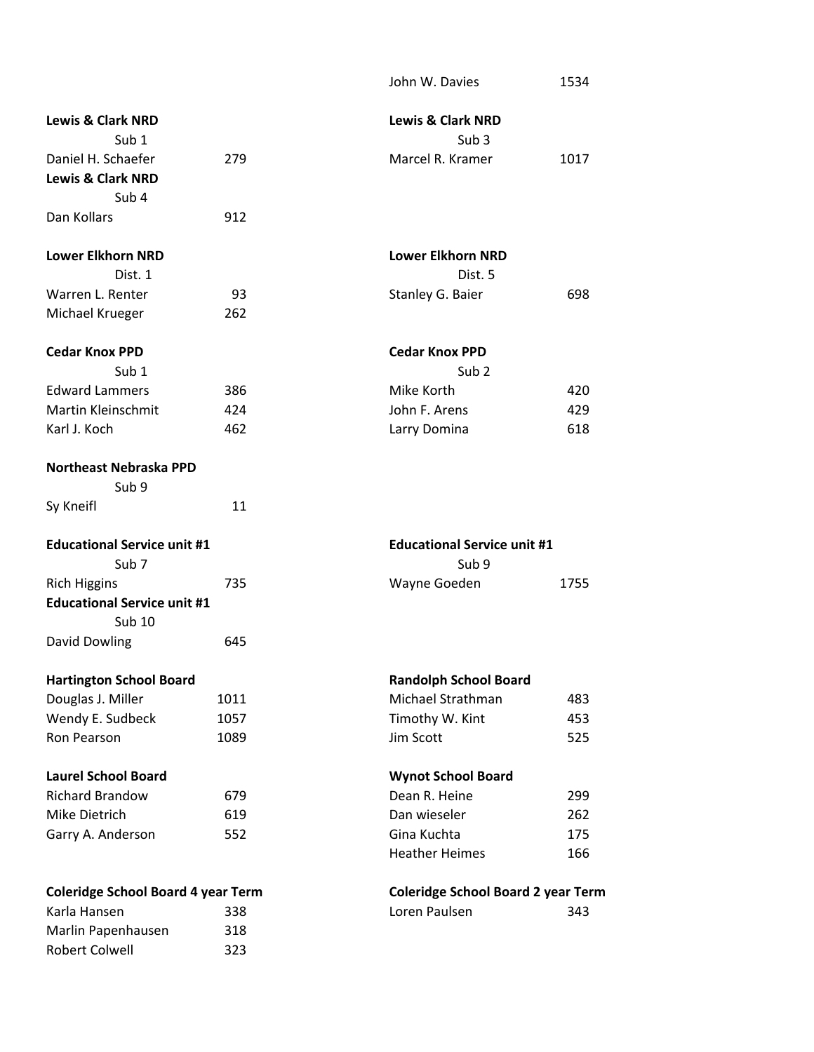John W. Davies 1534

**Lewis & Clark NRD**
Sub 1

| | |
|---|---|
| Daniel H. Schaefer | 279 |

**Lewis & Clark NRD**
Sub 4

| | |
|---|---|
| Dan Kollars | 912 |

**Lewis & Clark NRD**
Sub 3

| | |
|---|---|
| Marcel R. Kramer | 1017 |

**Lower Elkhorn NRD**
Dist. 1

| | |
|---|---|
| Warren L. Renter | 93 |
| Michael Krueger | 262 |

**Lower Elkhorn NRD**
Dist. 5

| | |
|---|---|
| Stanley G. Baier | 698 |

**Cedar Knox PPD**
Sub 1

| | |
|---|---|
| Edward Lammers | 386 |
| Martin Kleinschmit | 424 |
| Karl J. Koch | 462 |

**Cedar Knox PPD**
Sub 2

| | |
|---|---|
| Mike Korth | 420 |
| John F. Arens | 429 |
| Larry Domina | 618 |

**Northeast Nebraska PPD**
Sub 9

| | |
|---|---|
| Sy Kneifl | 11 |

**Educational Service unit #1**
Sub 7

| | |
|---|---|
| Rich Higgins | 735 |

**Educational Service unit #1**
Sub 10

| | |
|---|---|
| David Dowling | 645 |

**Educational Service unit #1**
Sub 9

| | |
|---|---|
| Wayne Goeden | 1755 |

**Hartington School Board**

| | |
|---|---|
| Douglas J. Miller | 1011 |
| Wendy E. Sudbeck | 1057 |
| Ron Pearson | 1089 |

**Randolph School Board**

| | |
|---|---|
| Michael Strathman | 483 |
| Timothy W. Kint | 453 |
| Jim Scott | 525 |

**Laurel School Board**

| | |
|---|---|
| Richard Brandow | 679 |
| Mike Dietrich | 619 |
| Garry A. Anderson | 552 |

**Wynot School Board**

| | |
|---|---|
| Dean R. Heine | 299 |
| Dan wieseler | 262 |
| Gina Kuchta | 175 |
| Heather Heimes | 166 |

**Coleridge School Board 4 year Term**

| | |
|---|---|
| Karla Hansen | 338 |
| Marlin Papenhausen | 318 |
| Robert Colwell | 323 |

**Coleridge School Board 2 year Term**

| | |
|---|---|
| Loren Paulsen | 343 |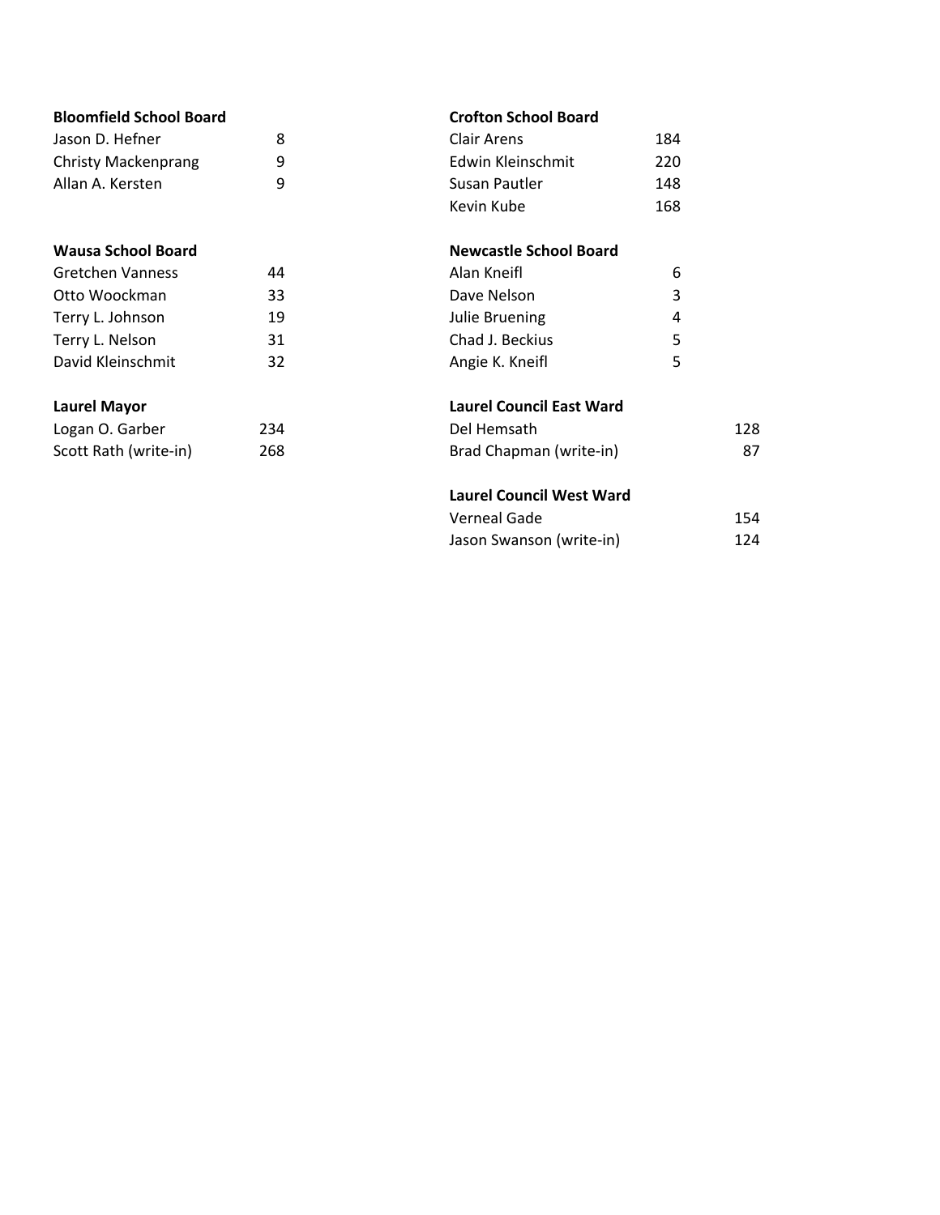**Bloomfield School Board**

| | |
|---|---|
| Jason D. Hefner | 8 |
| Christy Mackenprang | 9 |
| Allan A. Kersten | 9 |

**Crofton School Board**

| | |
|---|---|
| Clair Arens | 184 |
| Edwin Kleinschmit | 220 |
| Susan Pautler | 148 |
| Kevin Kube | 168 |

**Wausa School Board**

| | |
|---|---|
| Gretchen Vanness | 44 |
| Otto Woockman | 33 |
| Terry L. Johnson | 19 |
| Terry L. Nelson | 31 |
| David Kleinschmit | 32 |

**Newcastle School Board**

| | |
|---|---|
| Alan Kneifl | 6 |
| Dave Nelson | 3 |
| Julie Bruening | 4 |
| Chad J. Beckius | 5 |
| Angie K. Kneifl | 5 |

**Laurel Mayor**

| | |
|---|---|
| Logan O. Garber | 234 |
| Scott Rath (write-in) | 268 |

**Laurel Council East Ward**

| | |
|---|---|
| Del Hemsath | 128 |
| Brad Chapman (write-in) | 87 |

**Laurel Council West Ward**

| | |
|---|---|
| Verneal Gade | 154 |
| Jason Swanson (write-in) | 124 |